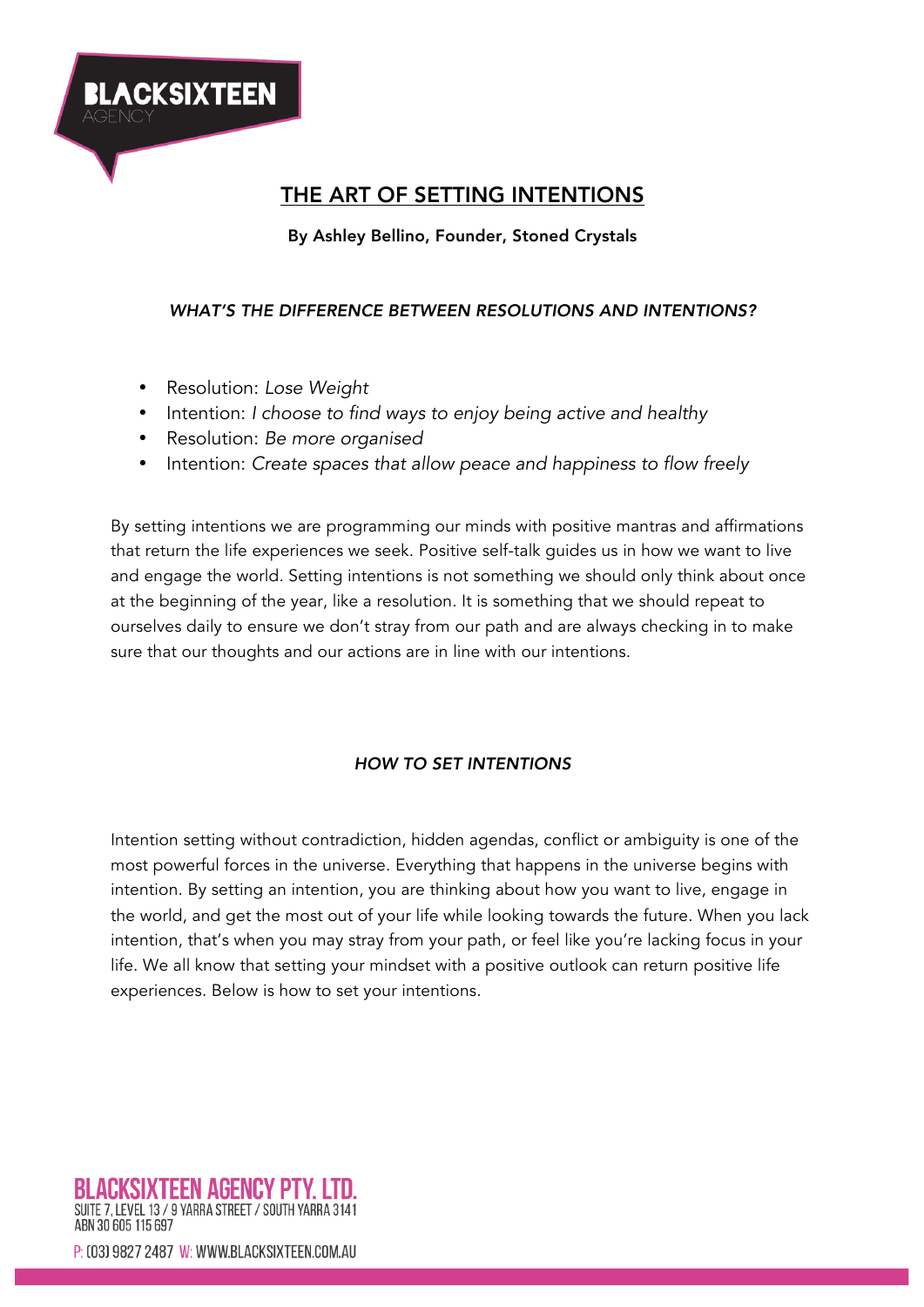# THE ART OF SETTING INTENTIONS

**By Ashley Bellino, Founder, Stoned Crystals**

## *WHAT'S THE DIFFERENCE BETWEEN RESOLUTIONS AND INTENTIONS?*

- Resolution: *Lose Weight*
- Intention: *I choose to find ways to enjoy being active and healthy*
- Resolution: *Be more organised*
- Intention: *Create spaces that allow peace and happiness to flow freely*

By setting intentions we are programming our minds with positive mantras and affirmations that return the life experiences we seek. Positive self-talk guides us in how we want to live and engage the world. Setting intentions is not something we should only think about once at the beginning of the year, like a resolution. It is something that we should repeat to ourselves daily to ensure we don't stray from our path and are always checking in to make sure that our thoughts and our actions are in line with our intentions.

## *HOW TO SET INTENTIONS*

Intention setting without contradiction, hidden agendas, conflict or ambiguity is one of the most powerful forces in the universe. Everything that happens in the universe begins with intention. By setting an intention, you are thinking about how you want to live, engage in the world, and get the most out of your life while looking towards the future. When you lack intention, that's when you may stray from your path, or feel like you're lacking focus in your life. We all know that setting your mindset with a positive outlook can return positive life experiences. Below is how to set your intentions.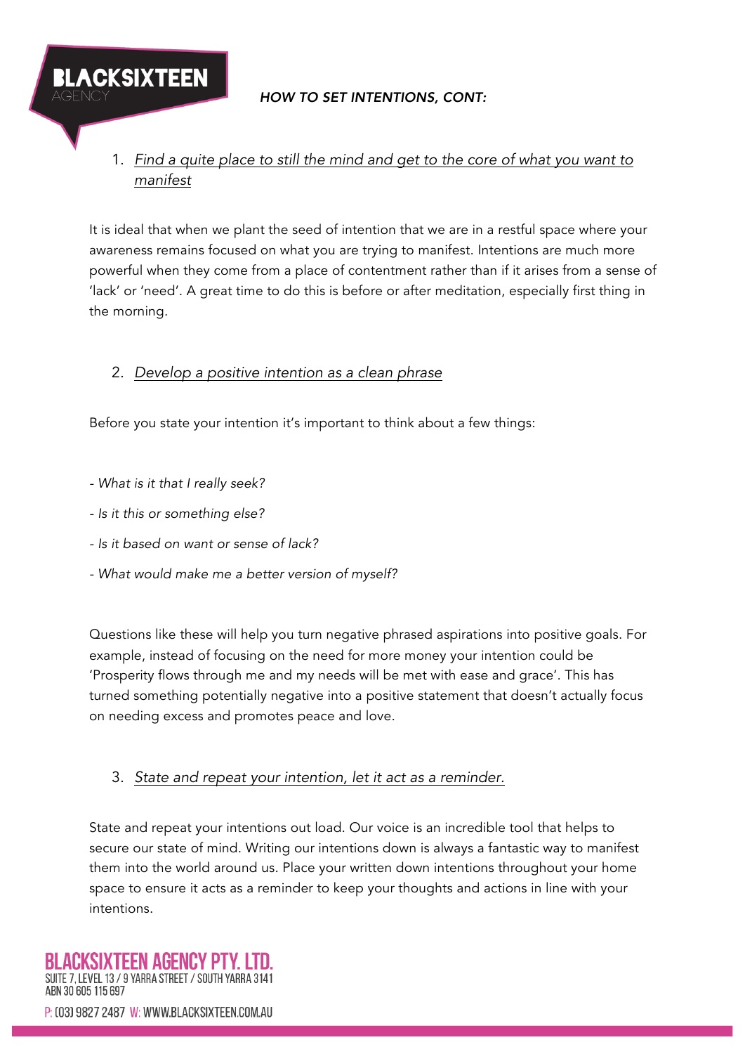*HOW TO SET INTENTIONS, CONT:*

1. *Find a quite place to still the mind and get to the core of what you want to manifest*

It is ideal that when we plant the seed of intention that we are in a restful space where your awareness remains focused on what you are trying to manifest. Intentions are much more powerful when they come from a place of contentment rather than if it arises from a sense of 'lack' or 'need'. A great time to do this is before or after meditation, especially first thing in the morning.

2. *Develop a positive intention as a clean phrase*

Before you state your intention it's important to think about a few things:

- *What is it that I really seek?*
- *Is it this or something else?*
- *Is it based on want or sense of lack?*
- *What would make me a better version of myself?*

Questions like these will help you turn negative phrased aspirations into positive goals. For example, instead of focusing on the need for more money your intention could be 'Prosperity flows through me and my needs will be met with ease and grace'. This has turned something potentially negative into a positive statement that doesn't actually focus on needing excess and promotes peace and love.

3. *State and repeat your intention, let it act as a reminder.*

State and repeat your intentions out load. Our voice is an incredible tool that helps to secure our state of mind. Writing our intentions down is always a fantastic way to manifest them into the world around us. Place your written down intentions throughout your home space to ensure it acts as a reminder to keep your thoughts and actions in line with your intentions.